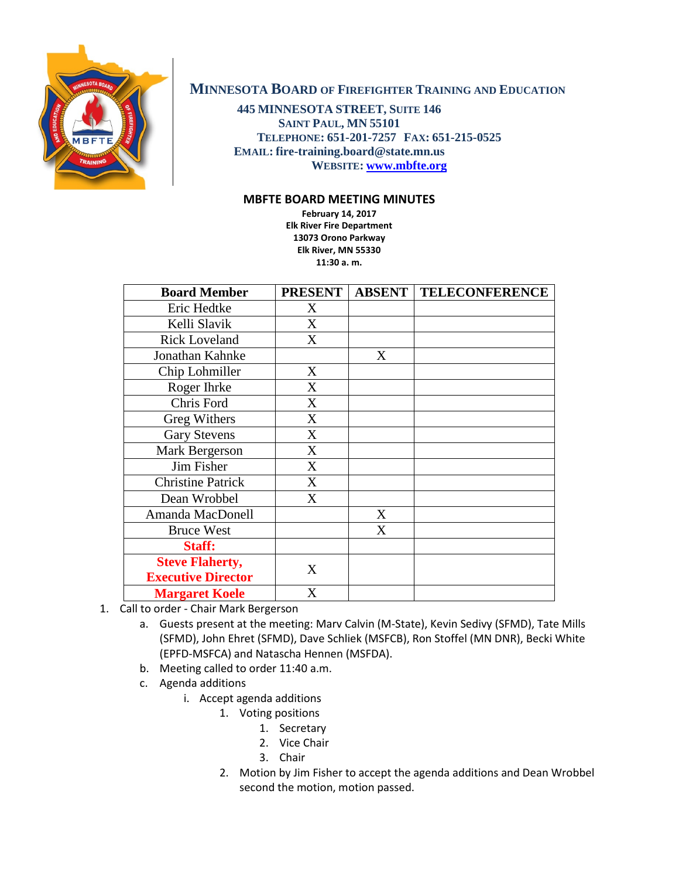# MINNESOTA BOARD OF FIREFIGHTER TRAINING AND EDUCATION

445 MINNESOTA STREET, SUITE 146
SAINT PAUL, MN 55101
TELEPHONE: 651-201-7257 FAX: 651-215-0525
EMAIL: fire-training.board@state.mn.us
WEBSITE: www.mbfte.org

## MBFTE BOARD MEETING MINUTES

**February 14, 2017**
**Elk River Fire Department**
**13073 Orono Parkway**
**Elk River, MN 55330**
**11:30 a. m.**

| Board Member | PRESENT | ABSENT | TELECONFERENCE |
|---|---|---|---|
| Eric Hedtke | X | | |
| Kelli Slavik | X | | |
| Rick Loveland | X | | |
| Jonathan Kahnke | | X | |
| Chip Lohmiller | X | | |
| Roger Ihrke | X | | |
| Chris Ford | X | | |
| Greg Withers | X | | |
| Gary Stevens | X | | |
| Mark Bergerson | X | | |
| Jim Fisher | X | | |
| Christine Patrick | X | | |
| Dean Wrobbel | X | | |
| Amanda MacDonell | | X | |
| Bruce West | | X | |
| **Staff:** | | | |
| **Steve Flaherty, Executive Director** | X | | |
| **Margaret Koele** | X | | |

1. Call to order - Chair Mark Bergerson
   a. Guests present at the meeting: Marv Calvin (M-State), Kevin Sedivy (SFMD), Tate Mills (SFMD), John Ehret (SFMD), Dave Schliek (MSFCB), Ron Stoffel (MN DNR), Becki White (EPFD-MSFCA) and Natascha Hennen (MSFDA).
   b. Meeting called to order 11:40 a.m.
   c. Agenda additions
      i. Accept agenda additions
         1. Voting positions
            1. Secretary
            2. Vice Chair
            3. Chair
         2. Motion by Jim Fisher to accept the agenda additions and Dean Wrobbel second the motion, motion passed.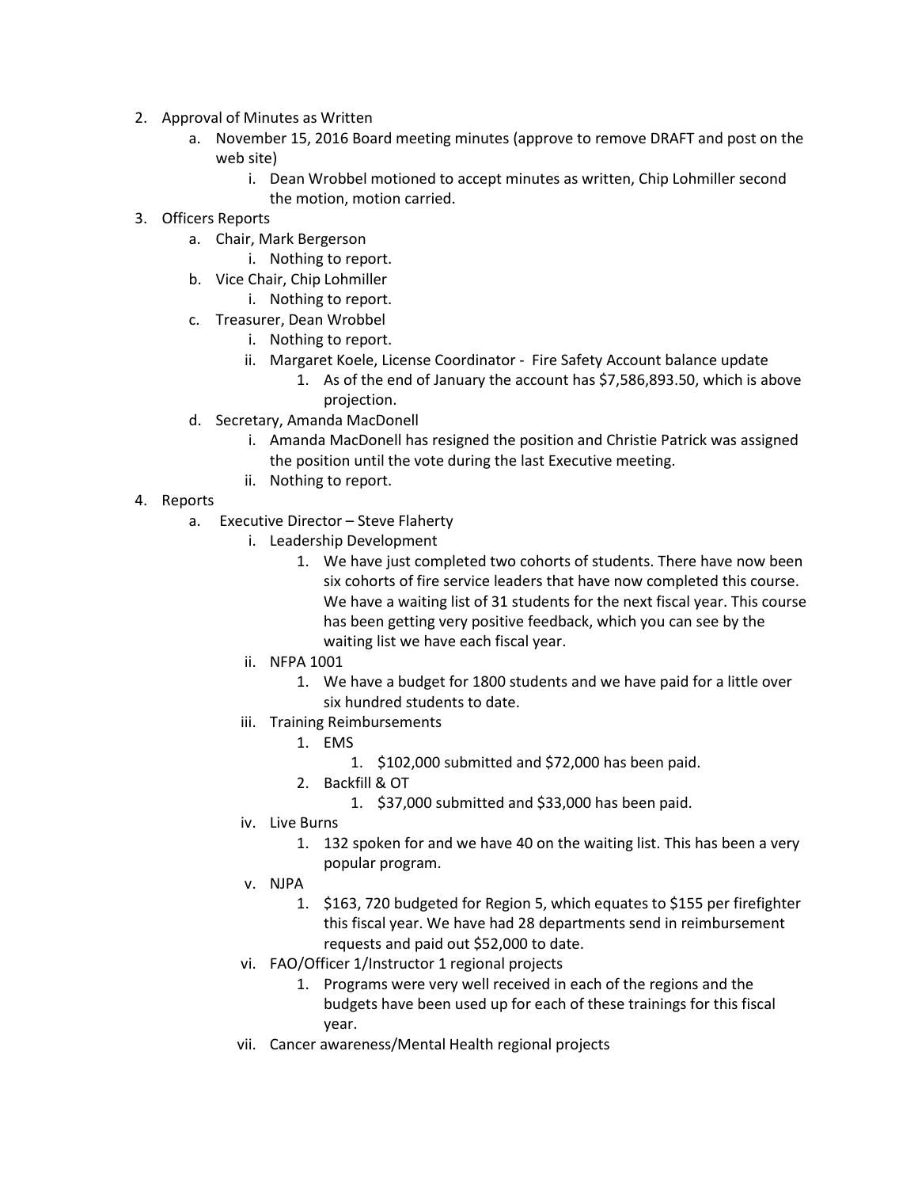2. Approval of Minutes as Written
    a. November 15, 2016 Board meeting minutes (approve to remove DRAFT and post on the web site)
        i. Dean Wrobbel motioned to accept minutes as written, Chip Lohmiller second the motion, motion carried.
3. Officers Reports
    a. Chair, Mark Bergerson
        i. Nothing to report.
    b. Vice Chair, Chip Lohmiller
        i. Nothing to report.
    c. Treasurer, Dean Wrobbel
        i. Nothing to report.
        ii. Margaret Koele, License Coordinator - Fire Safety Account balance update
            1. As of the end of January the account has $7,586,893.50, which is above projection.
    d. Secretary, Amanda MacDonell
        i. Amanda MacDonell has resigned the position and Christie Patrick was assigned the position until the vote during the last Executive meeting.
        ii. Nothing to report.
4. Reports
    a. Executive Director – Steve Flaherty
        i. Leadership Development
            1. We have just completed two cohorts of students. There have now been six cohorts of fire service leaders that have now completed this course. We have a waiting list of 31 students for the next fiscal year. This course has been getting very positive feedback, which you can see by the waiting list we have each fiscal year.
        ii. NFPA 1001
            1. We have a budget for 1800 students and we have paid for a little over six hundred students to date.
        iii. Training Reimbursements
            1. EMS
                1. $102,000 submitted and $72,000 has been paid.
            2. Backfill & OT
                1. $37,000 submitted and $33,000 has been paid.
        iv. Live Burns
            1. 132 spoken for and we have 40 on the waiting list. This has been a very popular program.
        v. NJPA
            1. $163, 720 budgeted for Region 5, which equates to $155 per firefighter this fiscal year. We have had 28 departments send in reimbursement requests and paid out $52,000 to date.
        vi. FAO/Officer 1/Instructor 1 regional projects
            1. Programs were very well received in each of the regions and the budgets have been used up for each of these trainings for this fiscal year.
        vii. Cancer awareness/Mental Health regional projects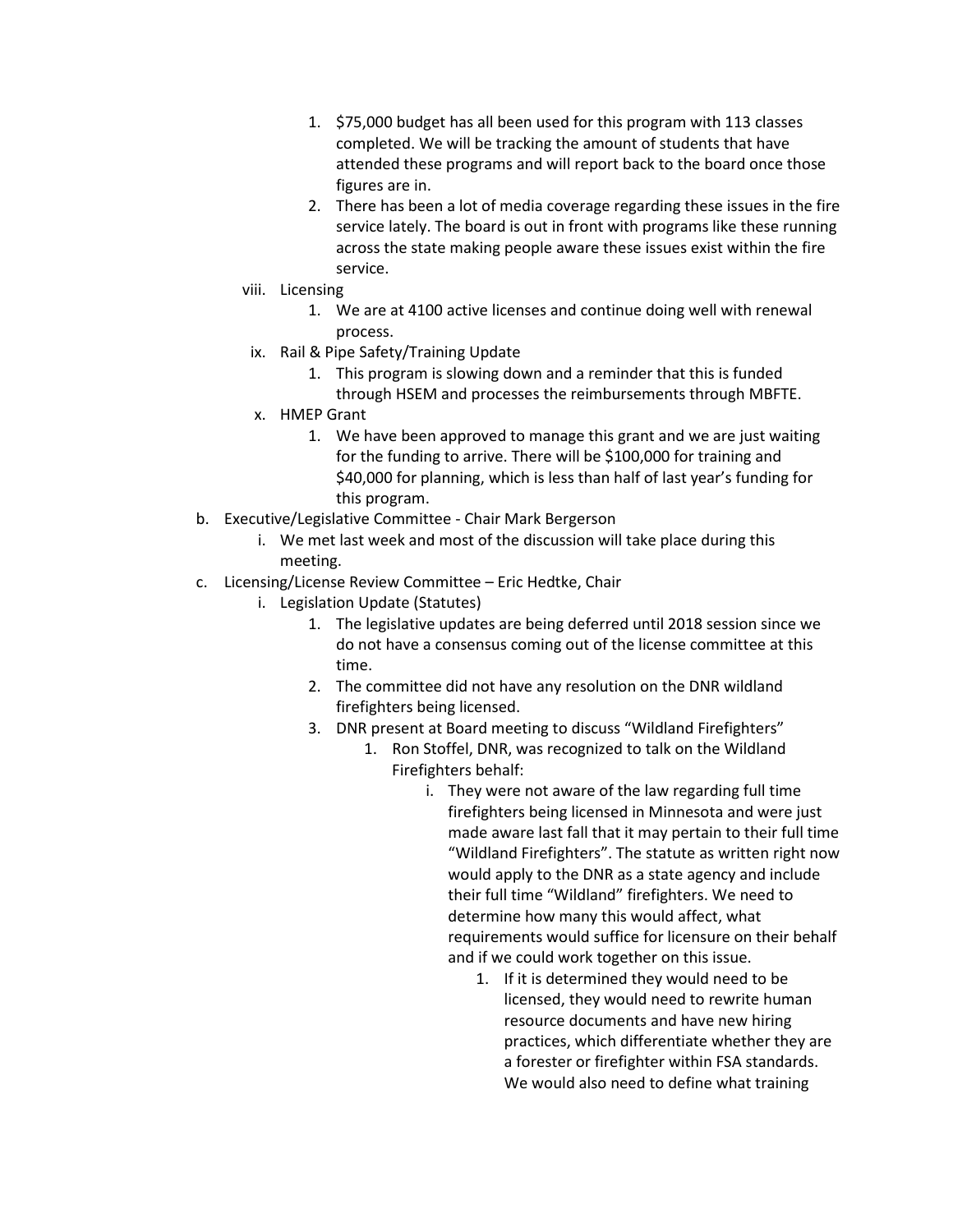1. $75,000 budget has all been used for this program with 113 classes completed. We will be tracking the amount of students that have attended these programs and will report back to the board once those figures are in.
2. There has been a lot of media coverage regarding these issues in the fire service lately. The board is out in front with programs like these running across the state making people aware these issues exist within the fire service.

viii. Licensing

1. We are at 4100 active licenses and continue doing well with renewal process.

ix. Rail & Pipe Safety/Training Update

1. This program is slowing down and a reminder that this is funded through HSEM and processes the reimbursements through MBFTE.

x. HMEP Grant

1. We have been approved to manage this grant and we are just waiting for the funding to arrive. There will be $100,000 for training and $40,000 for planning, which is less than half of last year's funding for this program.

b. Executive/Legislative Committee - Chair Mark Bergerson

i. We met last week and most of the discussion will take place during this meeting.

c. Licensing/License Review Committee – Eric Hedtke, Chair

i. Legislation Update (Statutes)

1. The legislative updates are being deferred until 2018 session since we do not have a consensus coming out of the license committee at this time.
2. The committee did not have any resolution on the DNR wildland firefighters being licensed.
3. DNR present at Board meeting to discuss "Wildland Firefighters"
   1. Ron Stoffel, DNR, was recognized to talk on the Wildland Firefighters behalf:
      i. They were not aware of the law regarding full time firefighters being licensed in Minnesota and were just made aware last fall that it may pertain to their full time "Wildland Firefighters". The statute as written right now would apply to the DNR as a state agency and include their full time "Wildland" firefighters. We need to determine how many this would affect, what requirements would suffice for licensure on their behalf and if we could work together on this issue.
         1. If it is determined they would need to be licensed, they would need to rewrite human resource documents and have new hiring practices, which differentiate whether they are a forester or firefighter within FSA standards. We would also need to define what training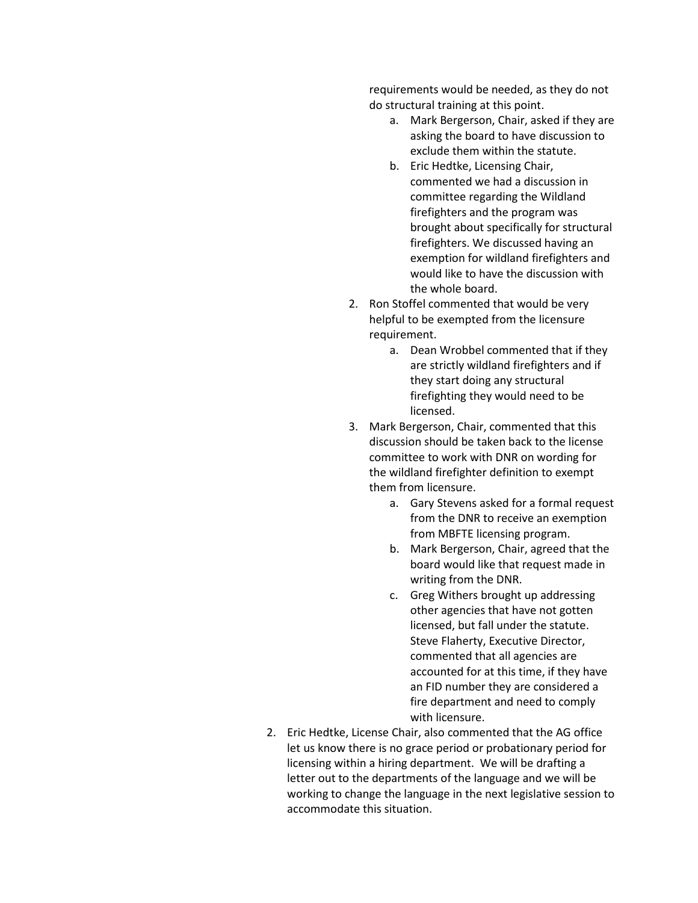requirements would be needed, as they do not do structural training at this point.

   a. Mark Bergerson, Chair, asked if they are asking the board to have discussion to exclude them within the statute.
   b. Eric Hedtke, Licensing Chair, commented we had a discussion in committee regarding the Wildland firefighters and the program was brought about specifically for structural firefighters. We discussed having an exemption for wildland firefighters and would like to have the discussion with the whole board.

2. Ron Stoffel commented that would be very helpful to be exempted from the licensure requirement.
   a. Dean Wrobbel commented that if they are strictly wildland firefighters and if they start doing any structural firefighting they would need to be licensed.
3. Mark Bergerson, Chair, commented that this discussion should be taken back to the license committee to work with DNR on wording for the wildland firefighter definition to exempt them from licensure.
   a. Gary Stevens asked for a formal request from the DNR to receive an exemption from MBFTE licensing program.
   b. Mark Bergerson, Chair, agreed that the board would like that request made in writing from the DNR.
   c. Greg Withers brought up addressing other agencies that have not gotten licensed, but fall under the statute. Steve Flaherty, Executive Director, commented that all agencies are accounted for at this time, if they have an FID number they are considered a fire department and need to comply with licensure.

2. Eric Hedtke, License Chair, also commented that the AG office let us know there is no grace period or probationary period for licensing within a hiring department. We will be drafting a letter out to the departments of the language and we will be working to change the language in the next legislative session to accommodate this situation.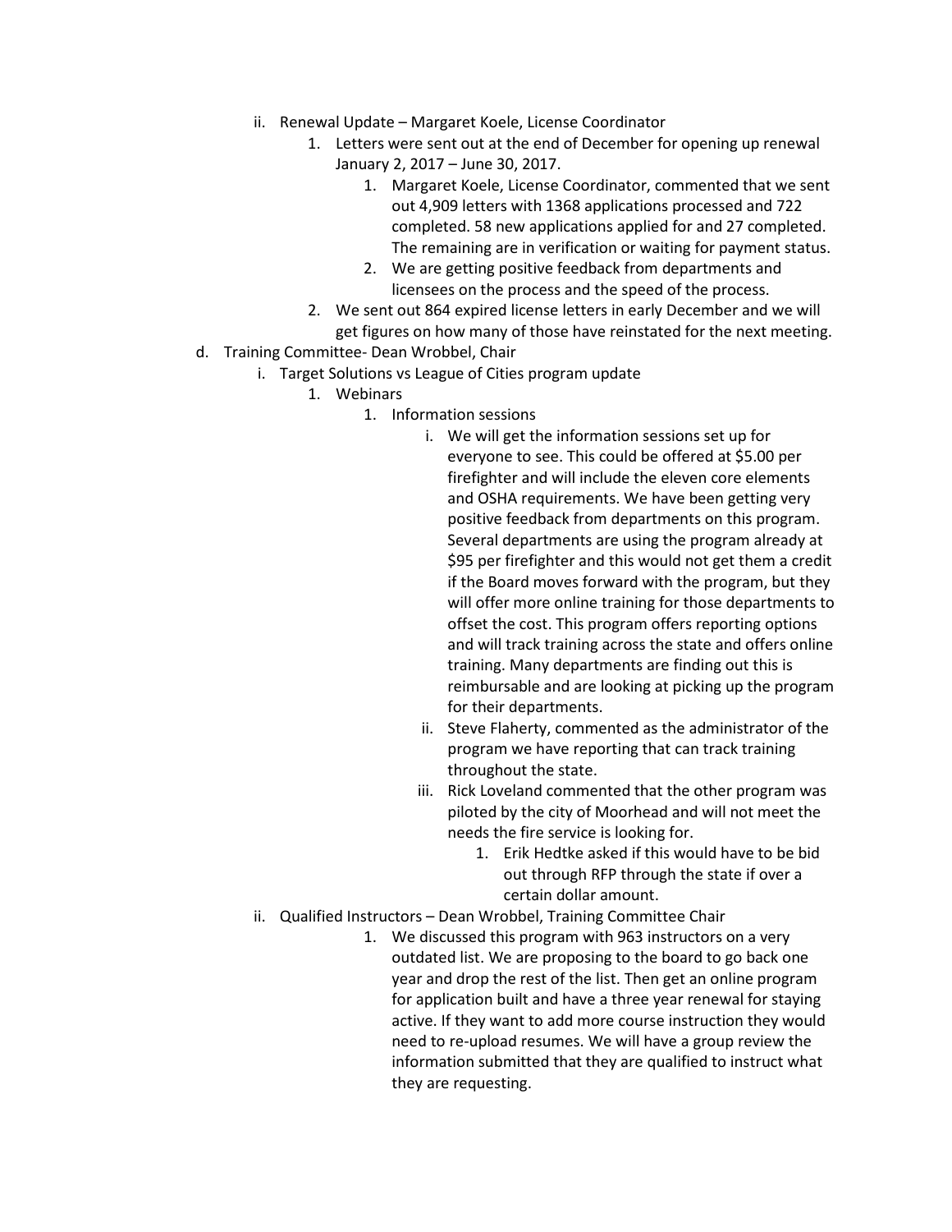- ii. Renewal Update – Margaret Koele, License Coordinator
    1. Letters were sent out at the end of December for opening up renewal January 2, 2017 – June 30, 2017.
        1. Margaret Koele, License Coordinator, commented that we sent out 4,909 letters with 1368 applications processed and 722 completed. 58 new applications applied for and 27 completed. The remaining are in verification or waiting for payment status.
        2. We are getting positive feedback from departments and licensees on the process and the speed of the process.
    2. We sent out 864 expired license letters in early December and we will get figures on how many of those have reinstated for the next meeting.

d. Training Committee- Dean Wrobbel, Chair

- i. Target Solutions vs League of Cities program update
    1. Webinars
        1. Information sessions
            - i. We will get the information sessions set up for everyone to see. This could be offered at $5.00 per firefighter and will include the eleven core elements and OSHA requirements. We have been getting very positive feedback from departments on this program. Several departments are using the program already at $95 per firefighter and this would not get them a credit if the Board moves forward with the program, but they will offer more online training for those departments to offset the cost. This program offers reporting options and will track training across the state and offers online training. Many departments are finding out this is reimbursable and are looking at picking up the program for their departments.
            - ii. Steve Flaherty, commented as the administrator of the program we have reporting that can track training throughout the state.
            - iii. Rick Loveland commented that the other program was piloted by the city of Moorhead and will not meet the needs the fire service is looking for.
                1. Erik Hedtke asked if this would have to be bid out through RFP through the state if over a certain dollar amount.
- ii. Qualified Instructors – Dean Wrobbel, Training Committee Chair
    1. We discussed this program with 963 instructors on a very outdated list. We are proposing to the board to go back one year and drop the rest of the list. Then get an online program for application built and have a three year renewal for staying active. If they want to add more course instruction they would need to re-upload resumes. We will have a group review the information submitted that they are qualified to instruct what they are requesting.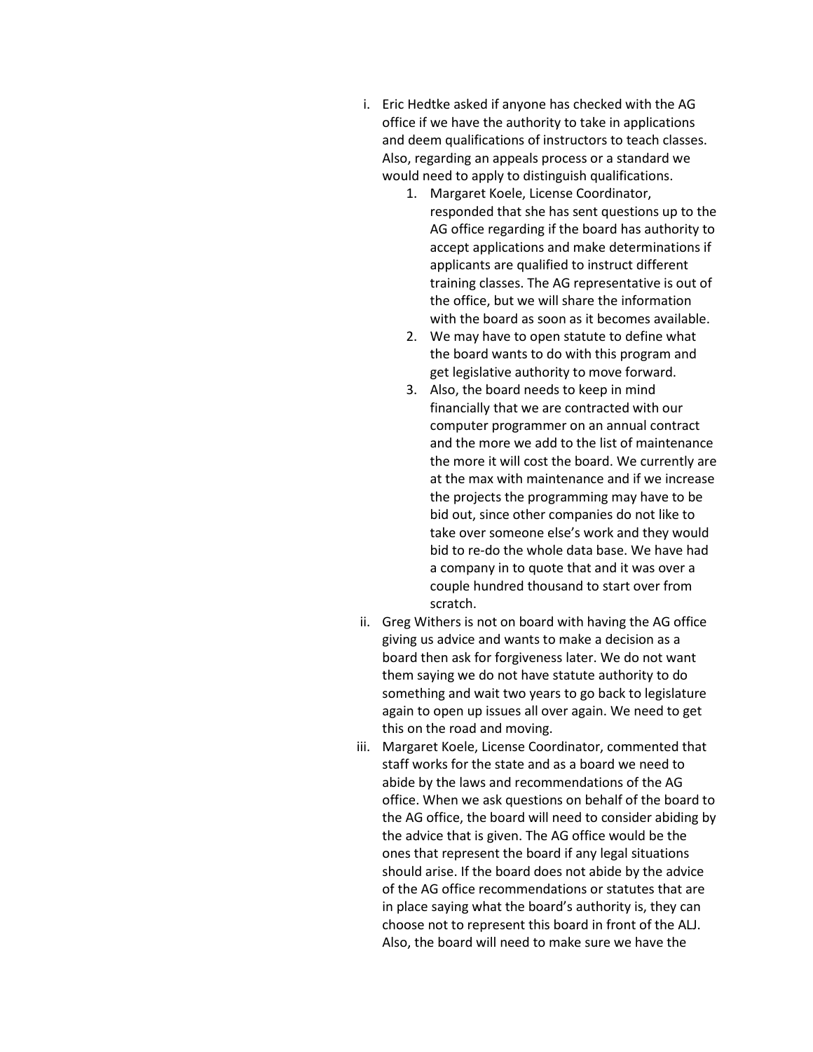i. Eric Hedtke asked if anyone has checked with the AG office if we have the authority to take in applications and deem qualifications of instructors to teach classes. Also, regarding an appeals process or a standard we would need to apply to distinguish qualifications.

   1. Margaret Koele, License Coordinator, responded that she has sent questions up to the AG office regarding if the board has authority to accept applications and make determinations if applicants are qualified to instruct different training classes. The AG representative is out of the office, but we will share the information with the board as soon as it becomes available.
   2. We may have to open statute to define what the board wants to do with this program and get legislative authority to move forward.
   3. Also, the board needs to keep in mind financially that we are contracted with our computer programmer on an annual contract and the more we add to the list of maintenance the more it will cost the board. We currently are at the max with maintenance and if we increase the projects the programming may have to be bid out, since other companies do not like to take over someone else's work and they would bid to re-do the whole data base. We have had a company in to quote that and it was over a couple hundred thousand to start over from scratch.

ii. Greg Withers is not on board with having the AG office giving us advice and wants to make a decision as a board then ask for forgiveness later. We do not want them saying we do not have statute authority to do something and wait two years to go back to legislature again to open up issues all over again. We need to get this on the road and moving.

iii. Margaret Koele, License Coordinator, commented that staff works for the state and as a board we need to abide by the laws and recommendations of the AG office. When we ask questions on behalf of the board to the AG office, the board will need to consider abiding by the advice that is given. The AG office would be the ones that represent the board if any legal situations should arise. If the board does not abide by the advice of the AG office recommendations or statutes that are in place saying what the board's authority is, they can choose not to represent this board in front of the ALJ. Also, the board will need to make sure we have the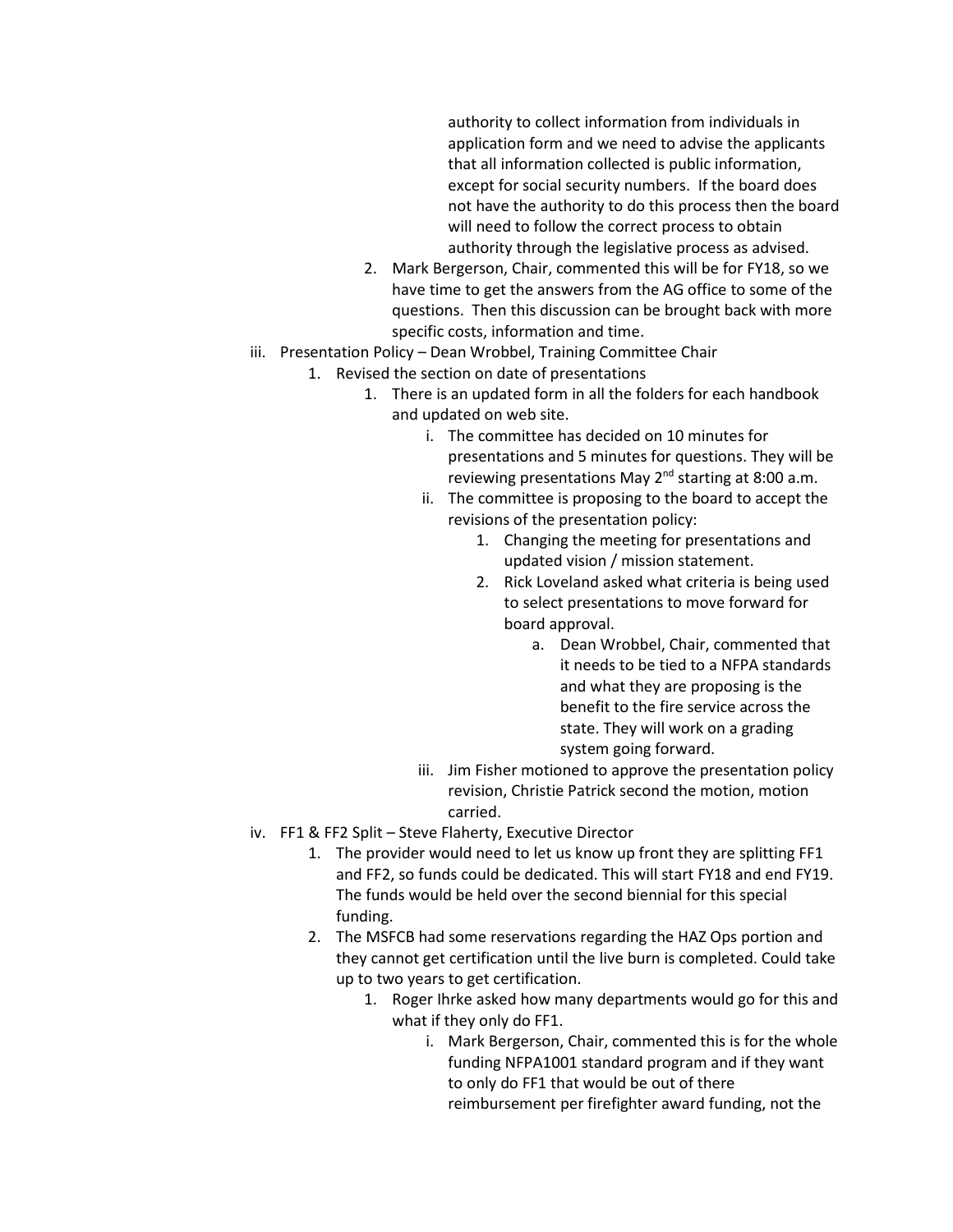authority to collect information from individuals in application form and we need to advise the applicants that all information collected is public information, except for social security numbers. If the board does not have the authority to do this process then the board will need to follow the correct process to obtain authority through the legislative process as advised.

2. Mark Bergerson, Chair, commented this will be for FY18, so we have time to get the answers from the AG office to some of the questions. Then this discussion can be brought back with more specific costs, information and time.

iii. Presentation Policy – Dean Wrobbel, Training Committee Chair
   1. Revised the section on date of presentations
      1. There is an updated form in all the folders for each handbook and updated on web site.
         i. The committee has decided on 10 minutes for presentations and 5 minutes for questions. They will be reviewing presentations May 2nd starting at 8:00 a.m.
         ii. The committee is proposing to the board to accept the revisions of the presentation policy:
            1. Changing the meeting for presentations and updated vision / mission statement.
            2. Rick Loveland asked what criteria is being used to select presentations to move forward for board approval.
               a. Dean Wrobbel, Chair, commented that it needs to be tied to a NFPA standards and what they are proposing is the benefit to the fire service across the state. They will work on a grading system going forward.
         iii. Jim Fisher motioned to approve the presentation policy revision, Christie Patrick second the motion, motion carried.

iv. FF1 & FF2 Split – Steve Flaherty, Executive Director
   1. The provider would need to let us know up front they are splitting FF1 and FF2, so funds could be dedicated. This will start FY18 and end FY19. The funds would be held over the second biennial for this special funding.
   2. The MSFCB had some reservations regarding the HAZ Ops portion and they cannot get certification until the live burn is completed. Could take up to two years to get certification.
      1. Roger Ihrke asked how many departments would go for this and what if they only do FF1.
         i. Mark Bergerson, Chair, commented this is for the whole funding NFPA1001 standard program and if they want to only do FF1 that would be out of there reimbursement per firefighter award funding, not the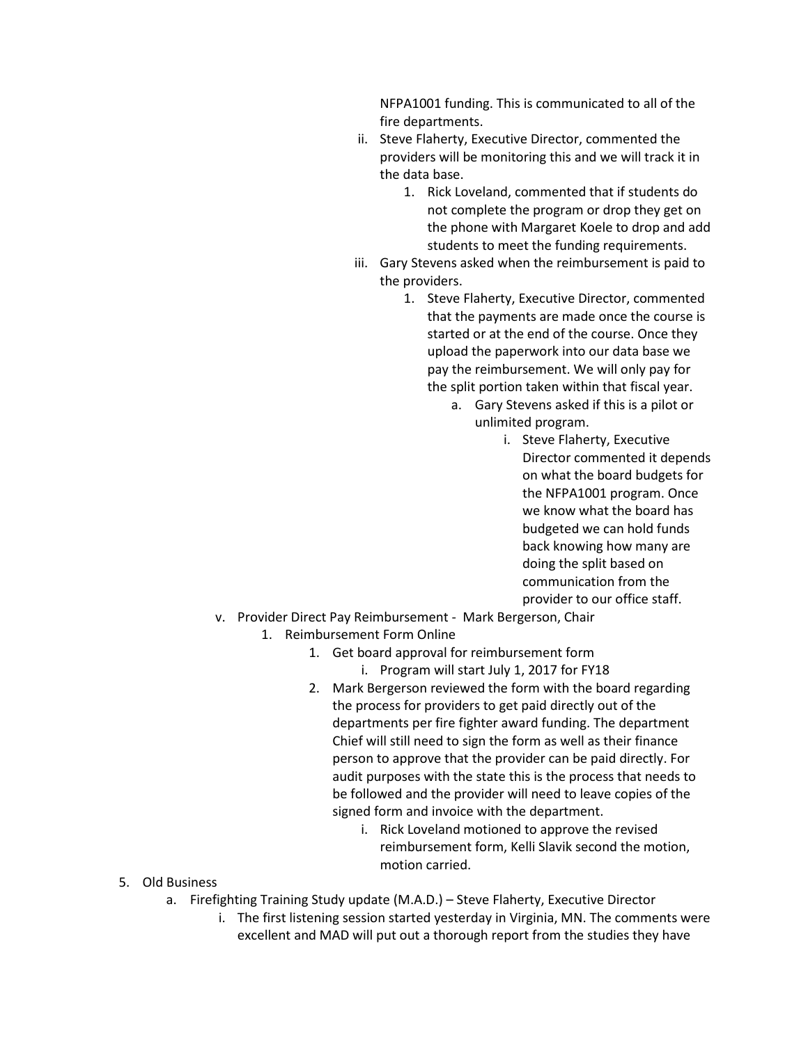NFPA1001 funding. This is communicated to all of the fire departments.

- ii. Steve Flaherty, Executive Director, commented the providers will be monitoring this and we will track it in the data base.
    1. Rick Loveland, commented that if students do not complete the program or drop they get on the phone with Margaret Koele to drop and add students to meet the funding requirements.
- iii. Gary Stevens asked when the reimbursement is paid to the providers.
    1. Steve Flaherty, Executive Director, commented that the payments are made once the course is started or at the end of the course. Once they upload the paperwork into our data base we pay the reimbursement. We will only pay for the split portion taken within that fiscal year.
        - a. Gary Stevens asked if this is a pilot or unlimited program.
            - i. Steve Flaherty, Executive Director commented it depends on what the board budgets for the NFPA1001 program. Once we know what the board has budgeted we can hold funds back knowing how many are doing the split based on communication from the provider to our office staff.

- v. Provider Direct Pay Reimbursement - Mark Bergerson, Chair
    1. Reimbursement Form Online
        1. Get board approval for reimbursement form
            - i. Program will start July 1, 2017 for FY18
        2. Mark Bergerson reviewed the form with the board regarding the process for providers to get paid directly out of the departments per fire fighter award funding. The department Chief will still need to sign the form as well as their finance person to approve that the provider can be paid directly. For audit purposes with the state this is the process that needs to be followed and the provider will need to leave copies of the signed form and invoice with the department.
            - i. Rick Loveland motioned to approve the revised reimbursement form, Kelli Slavik second the motion, motion carried.

5. Old Business
    - a. Firefighting Training Study update (M.A.D.) – Steve Flaherty, Executive Director
        - i. The first listening session started yesterday in Virginia, MN. The comments were excellent and MAD will put out a thorough report from the studies they have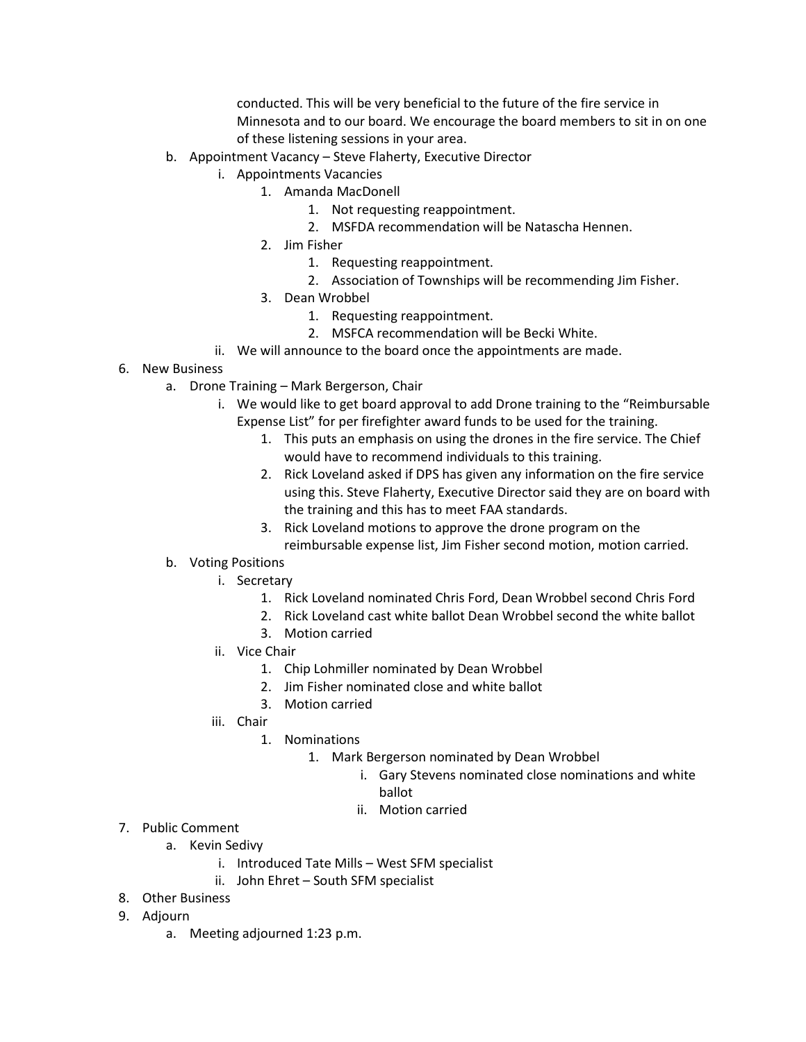conducted. This will be very beneficial to the future of the fire service in Minnesota and to our board. We encourage the board members to sit in on one of these listening sessions in your area.

- b. Appointment Vacancy – Steve Flaherty, Executive Director
  - i. Appointments Vacancies
    1. Amanda MacDonell
       1. Not requesting reappointment.
       2. MSFDA recommendation will be Natascha Hennen.
    2. Jim Fisher
       1. Requesting reappointment.
       2. Association of Townships will be recommending Jim Fisher.
    3. Dean Wrobbel
       1. Requesting reappointment.
       2. MSFCA recommendation will be Becki White.
  - ii. We will announce to the board once the appointments are made.

6. New Business
   - a. Drone Training – Mark Bergerson, Chair
     - i. We would like to get board approval to add Drone training to the "Reimbursable Expense List" for per firefighter award funds to be used for the training.
       1. This puts an emphasis on using the drones in the fire service. The Chief would have to recommend individuals to this training.
       2. Rick Loveland asked if DPS has given any information on the fire service using this. Steve Flaherty, Executive Director said they are on board with the training and this has to meet FAA standards.
       3. Rick Loveland motions to approve the drone program on the reimbursable expense list, Jim Fisher second motion, motion carried.
   - b. Voting Positions
     - i. Secretary
       1. Rick Loveland nominated Chris Ford, Dean Wrobbel second Chris Ford
       2. Rick Loveland cast white ballot Dean Wrobbel second the white ballot
       3. Motion carried
     - ii. Vice Chair
       1. Chip Lohmiller nominated by Dean Wrobbel
       2. Jim Fisher nominated close and white ballot
       3. Motion carried
     - iii. Chair
       1. Nominations
          1. Mark Bergerson nominated by Dean Wrobbel
             - i. Gary Stevens nominated close nominations and white ballot
             - ii. Motion carried

7. Public Comment
   - a. Kevin Sedivy
     - i. Introduced Tate Mills – West SFM specialist
     - ii. John Ehret – South SFM specialist

8. Other Business

9. Adjourn
   - a. Meeting adjourned 1:23 p.m.